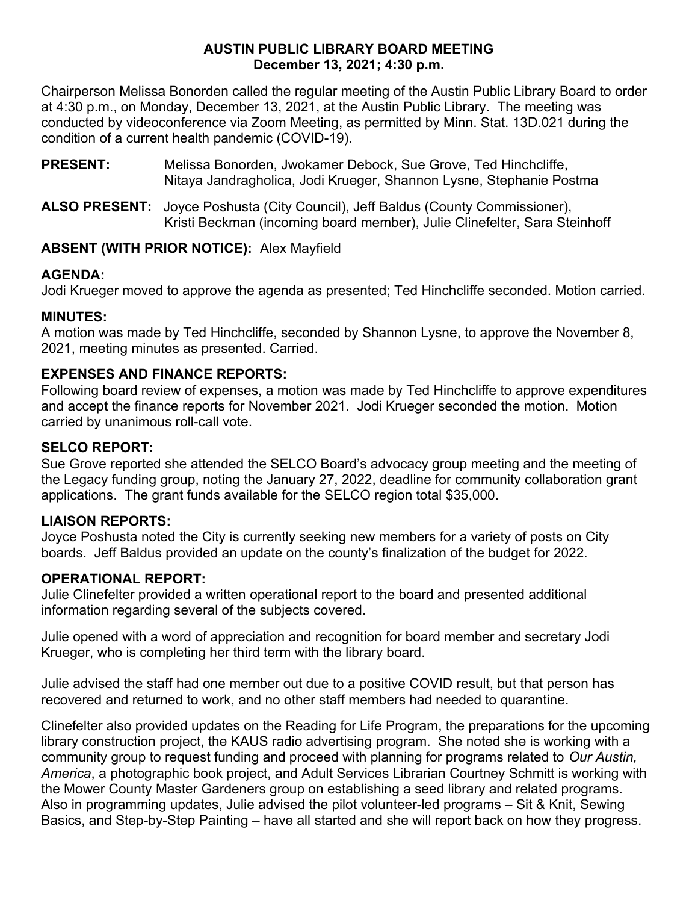# AUSTIN PUBLIC LIBRARY BOARD MEETING
## December 13, 2021; 4:30 p.m.

Chairperson Melissa Bonorden called the regular meeting of the Austin Public Library Board to order at 4:30 p.m., on Monday, December 13, 2021, at the Austin Public Library. The meeting was conducted by videoconference via Zoom Meeting, as permitted by Minn. Stat. 13D.021 during the condition of a current health pandemic (COVID-19).

**PRESENT:** Melissa Bonorden, Jwokamer Debock, Sue Grove, Ted Hinchcliffe, Nitaya Jandragholica, Jodi Krueger, Shannon Lysne, Stephanie Postma

**ALSO PRESENT:** Joyce Poshusta (City Council), Jeff Baldus (County Commissioner), Kristi Beckman (incoming board member), Julie Clinefelter, Sara Steinhoff

**ABSENT (WITH PRIOR NOTICE):** Alex Mayfield

**AGENDA:**
Jodi Krueger moved to approve the agenda as presented; Ted Hinchcliffe seconded. Motion carried.

**MINUTES:**
A motion was made by Ted Hinchcliffe, seconded by Shannon Lysne, to approve the November 8, 2021, meeting minutes as presented. Carried.

**EXPENSES AND FINANCE REPORTS:**
Following board review of expenses, a motion was made by Ted Hinchcliffe to approve expenditures and accept the finance reports for November 2021. Jodi Krueger seconded the motion. Motion carried by unanimous roll-call vote.

**SELCO REPORT:**
Sue Grove reported she attended the SELCO Board's advocacy group meeting and the meeting of the Legacy funding group, noting the January 27, 2022, deadline for community collaboration grant applications. The grant funds available for the SELCO region total $35,000.

**LIAISON REPORTS:**
Joyce Poshusta noted the City is currently seeking new members for a variety of posts on City boards. Jeff Baldus provided an update on the county's finalization of the budget for 2022.

**OPERATIONAL REPORT:**
Julie Clinefelter provided a written operational report to the board and presented additional information regarding several of the subjects covered.

Julie opened with a word of appreciation and recognition for board member and secretary Jodi Krueger, who is completing her third term with the library board.

Julie advised the staff had one member out due to a positive COVID result, but that person has recovered and returned to work, and no other staff members had needed to quarantine.

Clinefelter also provided updates on the Reading for Life Program, the preparations for the upcoming library construction project, the KAUS radio advertising program. She noted she is working with a community group to request funding and proceed with planning for programs related to *Our Austin, America*, a photographic book project, and Adult Services Librarian Courtney Schmitt is working with the Mower County Master Gardeners group on establishing a seed library and related programs. Also in programming updates, Julie advised the pilot volunteer-led programs – Sit & Knit, Sewing Basics, and Step-by-Step Painting – have all started and she will report back on how they progress.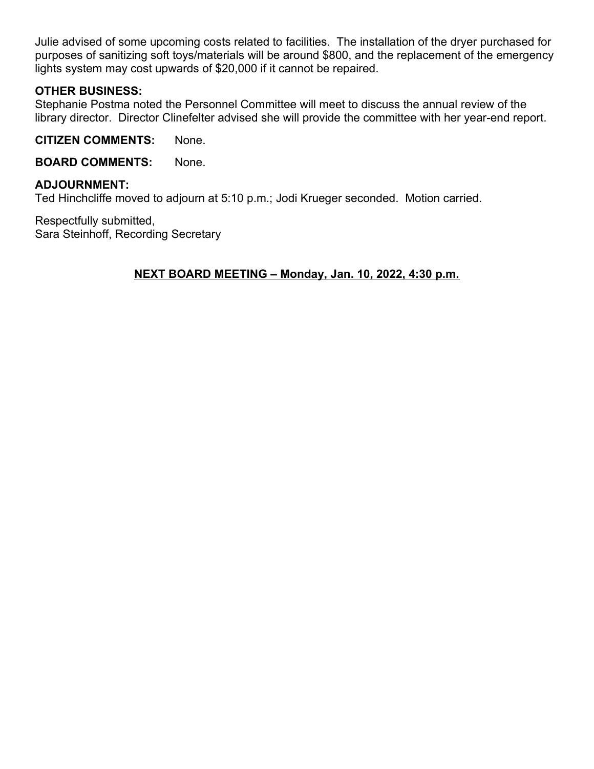Julie advised of some upcoming costs related to facilities. The installation of the dryer purchased for purposes of sanitizing soft toys/materials will be around $800, and the replacement of the emergency lights system may cost upwards of $20,000 if it cannot be repaired.

**OTHER BUSINESS:**
Stephanie Postma noted the Personnel Committee will meet to discuss the annual review of the library director. Director Clinefelter advised she will provide the committee with her year-end report.

**CITIZEN COMMENTS:** None.

**BOARD COMMENTS:** None.

**ADJOURNMENT:**
Ted Hinchcliffe moved to adjourn at 5:10 p.m.; Jodi Krueger seconded. Motion carried.

Respectfully submitted,
Sara Steinhoff, Recording Secretary

**NEXT BOARD MEETING – Monday, Jan. 10, 2022, 4:30 p.m.**